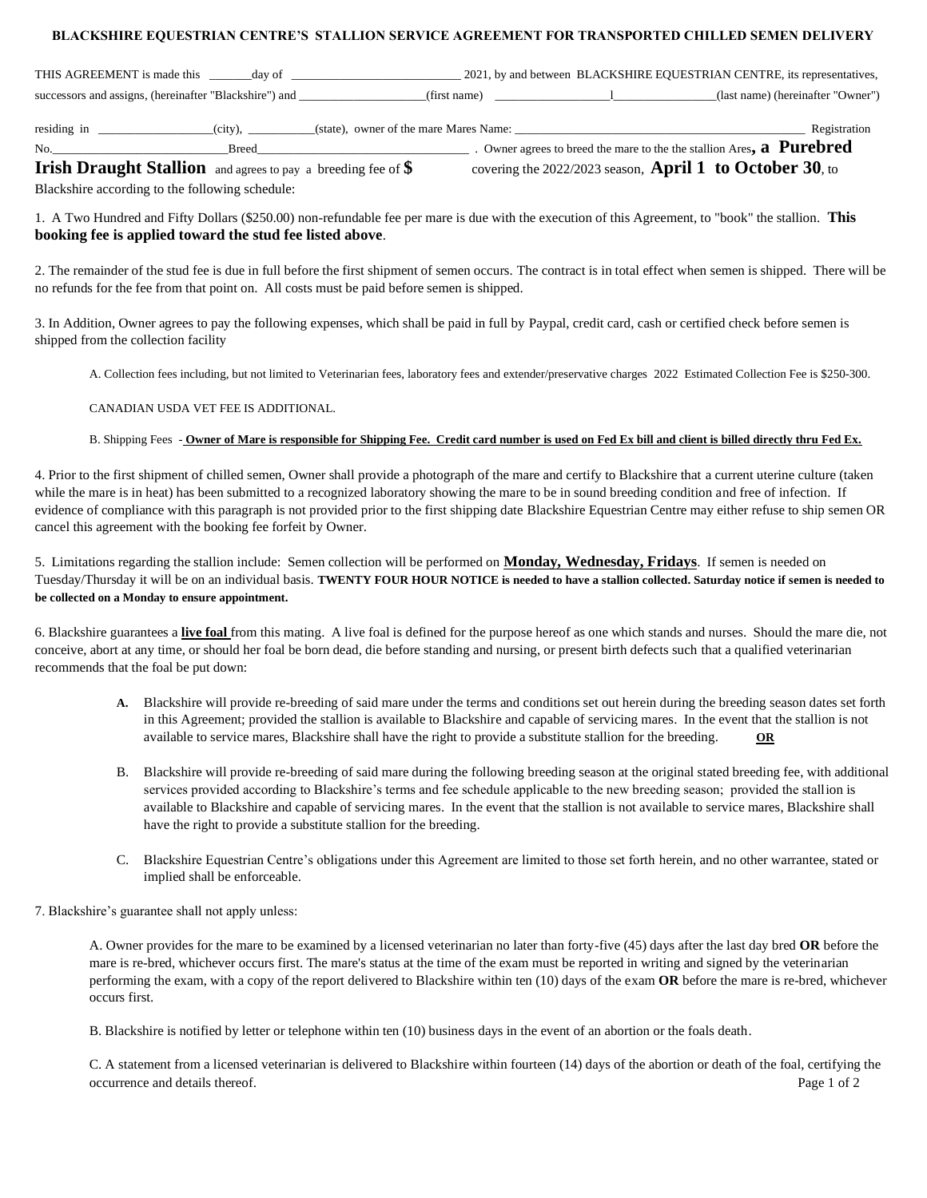**BLACKSHIRE EQUESTRIAN CENTRE'S STALLION SERVICE AGREEMENT FOR TRANSPORTED CHILLED SEMEN DELIVERY**

THIS AGREEMENT is made this _______day of ___________________________ 2021, by and between BLACKSHIRE EQUESTRIAN CENTRE, its representatives, successors and assigns, (hereinafter "Blackshire") and ____________________(first name) __________________l________________(last name) (hereinafter "Owner")

residing in __________________(city), __________(state), owner of the mare Mares Name: ______________________________________________ Registration No.___________________________Breed_________________________________ . Owner agrees to breed the mare to the the stallion Ares**, a Purebred Irish Draught Stallion** and agrees to pay a breeding fee of **$** covering the 2022/2023 season, **April 1 to October 30**, to Blackshire according to the following schedule:

1. A Two Hundred and Fifty Dollars ($250.00) non-refundable fee per mare is due with the execution of this Agreement, to "book" the stallion. **This booking fee is applied toward the stud fee listed above**.

2. The remainder of the stud fee is due in full before the first shipment of semen occurs. The contract is in total effect when semen is shipped. There will be no refunds for the fee from that point on. All costs must be paid before semen is shipped.

3. In Addition, Owner agrees to pay the following expenses, which shall be paid in full by Paypal, credit card, cash or certified check before semen is shipped from the collection facility

A. Collection fees including, but not limited to Veterinarian fees, laboratory fees and extender/preservative charges 2022 Estimated Collection Fee is $250-300.

CANADIAN USDA VET FEE IS ADDITIONAL.

B. Shipping Fees - **Owner of Mare is responsible for Shipping Fee. Credit card number is used on Fed Ex bill and client is billed directly thru Fed Ex.**

4. Prior to the first shipment of chilled semen, Owner shall provide a photograph of the mare and certify to Blackshire that a current uterine culture (taken while the mare is in heat) has been submitted to a recognized laboratory showing the mare to be in sound breeding condition and free of infection. If evidence of compliance with this paragraph is not provided prior to the first shipping date Blackshire Equestrian Centre may either refuse to ship semen OR cancel this agreement with the booking fee forfeit by Owner.

5. Limitations regarding the stallion include: Semen collection will be performed on **Monday, Wednesday, Fridays**. If semen is needed on Tuesday/Thursday it will be on an individual basis. **TWENTY FOUR HOUR NOTICE is needed to have a stallion collected. Saturday notice if semen is needed to be collected on a Monday to ensure appointment.**

6. Blackshire guarantees a **live foal** from this mating. A live foal is defined for the purpose hereof as one which stands and nurses. Should the mare die, not conceive, abort at any time, or should her foal be born dead, die before standing and nursing, or present birth defects such that a qualified veterinarian recommends that the foal be put down:

**A.** Blackshire will provide re-breeding of said mare under the terms and conditions set out herein during the breeding season dates set forth in this Agreement; provided the stallion is available to Blackshire and capable of servicing mares. In the event that the stallion is not available to service mares, Blackshire shall have the right to provide a substitute stallion for the breeding. **OR**

B. Blackshire will provide re-breeding of said mare during the following breeding season at the original stated breeding fee, with additional services provided according to Blackshire's terms and fee schedule applicable to the new breeding season; provided the stallion is available to Blackshire and capable of servicing mares. In the event that the stallion is not available to service mares, Blackshire shall have the right to provide a substitute stallion for the breeding.

C. Blackshire Equestrian Centre's obligations under this Agreement are limited to those set forth herein, and no other warrantee, stated or implied shall be enforceable.

7. Blackshire's guarantee shall not apply unless:

A. Owner provides for the mare to be examined by a licensed veterinarian no later than forty-five (45) days after the last day bred **OR** before the mare is re-bred, whichever occurs first. The mare's status at the time of the exam must be reported in writing and signed by the veterinarian performing the exam, with a copy of the report delivered to Blackshire within ten (10) days of the exam **OR** before the mare is re-bred, whichever occurs first.

B. Blackshire is notified by letter or telephone within ten (10) business days in the event of an abortion or the foals death.

C. A statement from a licensed veterinarian is delivered to Blackshire within fourteen (14) days of the abortion or death of the foal, certifying the occurrence and details thereof.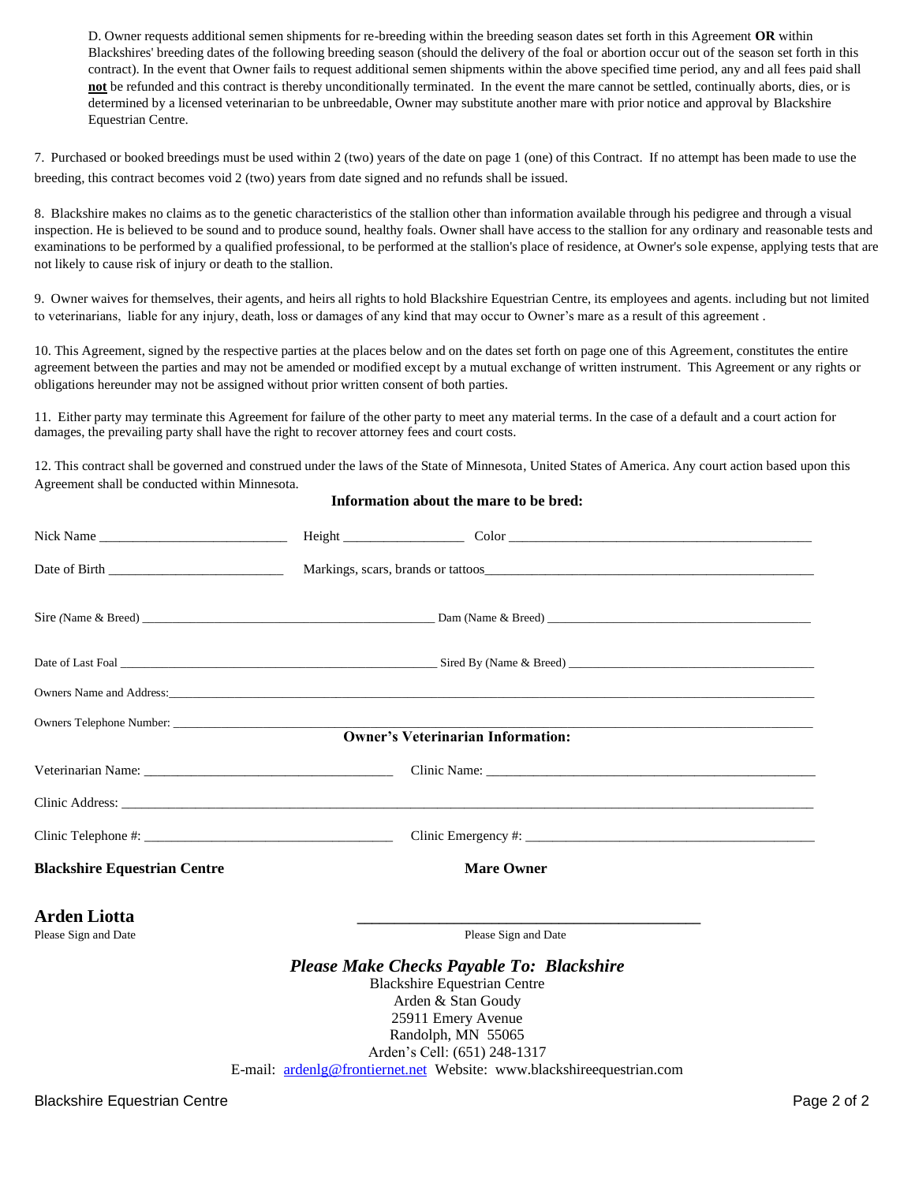D. Owner requests additional semen shipments for re-breeding within the breeding season dates set forth in this Agreement **OR** within Blackshires' breeding dates of the following breeding season (should the delivery of the foal or abortion occur out of the season set forth in this contract). In the event that Owner fails to request additional semen shipments within the above specified time period, any and all fees paid shall **not** be refunded and this contract is thereby unconditionally terminated. In the event the mare cannot be settled, continually aborts, dies, or is determined by a licensed veterinarian to be unbreedable, Owner may substitute another mare with prior notice and approval by Blackshire Equestrian Centre.

7. Purchased or booked breedings must be used within 2 (two) years of the date on page 1 (one) of this Contract. If no attempt has been made to use the breeding, this contract becomes void 2 (two) years from date signed and no refunds shall be issued.

8. Blackshire makes no claims as to the genetic characteristics of the stallion other than information available through his pedigree and through a visual inspection. He is believed to be sound and to produce sound, healthy foals. Owner shall have access to the stallion for any ordinary and reasonable tests and examinations to be performed by a qualified professional, to be performed at the stallion's place of residence, at Owner's sole expense, applying tests that are not likely to cause risk of injury or death to the stallion.

9. Owner waives for themselves, their agents, and heirs all rights to hold Blackshire Equestrian Centre, its employees and agents. including but not limited to veterinarians, liable for any injury, death, loss or damages of any kind that may occur to Owner's mare as a result of this agreement .

10. This Agreement, signed by the respective parties at the places below and on the dates set forth on page one of this Agreement, constitutes the entire agreement between the parties and may not be amended or modified except by a mutual exchange of written instrument. This Agreement or any rights or obligations hereunder may not be assigned without prior written consent of both parties.

11. Either party may terminate this Agreement for failure of the other party to meet any material terms. In the case of a default and a court action for damages, the prevailing party shall have the right to recover attorney fees and court costs.

12. This contract shall be governed and construed under the laws of the State of Minnesota, United States of America. Any court action based upon this Agreement shall be conducted within Minnesota.

**Information about the mare to be bred:**

Nick Name ___________________________ Height _________________ Color ____________________________________________

Date of Birth _________________________ Markings, scars, brands or tattoos________________________________________________

Sire (Name & Breed) ____________________________________________ Dam (Name & Breed) ________________________________________

Date of Last Foal ________________________________________________ Sired By (Name & Breed) ____________________________________

Owners Name and Address:_______________________________________________________________________________________

Owners Telephone Number: _______________________________________________________________________________________

**Owner's Veterinarian Information:**

Veterinarian Name: ____________________________________ Clinic Name: ________________________________________________

Clinic Address: _________________________________________________________________________________________________

Clinic Telephone #: ____________________________________ Clinic Emergency #: ___________________________________________

**Blackshire Equestrian Centre** **Mare Owner**

**Arden Liotta** _____________________________________________

Please Sign and Date Please Sign and Date

***Please Make Checks Payable To: Blackshire***

Blackshire Equestrian Centre
Arden & Stan Goudy
25911 Emery Avenue
Randolph, MN 55065
Arden's Cell: (651) 248-1317
E-mail: ardenlg@frontiernet.net Website: www.blackshireequestrian.com